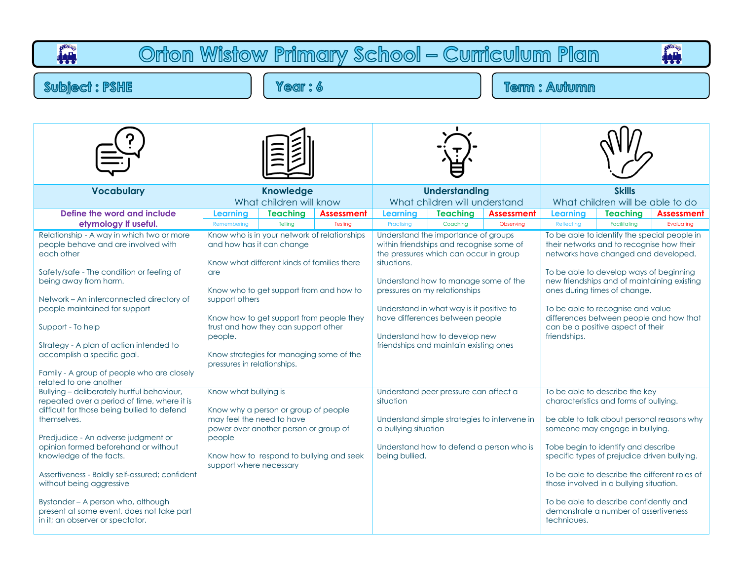# Orton Wistow Primary School – Curriculum Plan

**Subject : PSHE** | **Year : 6** | **Term : Autumn**

| Vocabulary | Knowledge | Understanding | Skills |
|---|---|---|---|
| | What children will know | What children will understand | What children will be able to do |
| **Define the word and include etymology if useful.** | Learning (Remembering) / Teaching (Telling) / Assessment (Testing) | Learning (Practising) / Teaching (Coaching) / Assessment (Observing) | Learning (Reflecting) / Teaching (Facilitating) / Assessment (Evaluating) |
| Relationship - A way in which two or more people behave and are involved with each other<br><br>Safety/safe - The condition or feeling of being away from harm.<br><br>Network – An interconnected directory of people maintained for support<br><br>Support - To help<br><br>Strategy - A plan of action intended to accomplish a specific goal.<br><br>Family - A group of people who are closely related to one another | Know who is in your network of relationships and how has it can change<br><br>Know what different kinds of families there are<br><br>Know who to get support from and how to support others<br><br>Know how to get support from people they trust and how they can support other people.<br><br>Know strategies for managing some of the pressures in relationships. | Understand the importance of groups within friendships and recognise some of the pressures which can occur in group situations.<br><br>Understand how to manage some of the pressures on my relationships<br><br>Understand in what way is it positive to have differences between people<br><br>Understand how to develop new friendships and maintain existing ones | To be able to identify the special people in their networks and to recognise how their networks have changed and developed.<br><br>To be able to develop ways of beginning new friendships and of maintaining existing ones during times of change.<br><br>To be able to recognise and value differences between people and how that can be a positive aspect of their friendships. |
| Bullying – deliberately hurtful behaviour, repeated over a period of time, where it is difficult for those being bullied to defend themselves.<br><br>Predjudice - An adverse judgment or opinion formed beforehand or without knowledge of the facts.<br><br>Assertiveness - Boldly self-assured; confident without being aggressive<br><br>Bystander – A person who, although present at some event, does not take part in it; an observer or spectator. | Know what bullying is<br><br>Know why a person or group of people may feel the need to have power over another person or group of people<br><br>Know how to respond to bullying and seek support where necessary | Understand peer pressure can affect a situation<br><br>Understand simple strategies to intervene in a bullying situation<br><br>Understand how to defend a person who is being bullied. | To be able to describe the key characteristics and forms of bullying.<br><br>be able to talk about personal reasons why someone may engage in bullying.<br><br>Tobe begin to identify and describe specific types of prejudice driven bullying.<br><br>To be able to describe the different roles of those involved in a bullying situation.<br><br>To be able to describe confidently and demonstrate a number of assertiveness techniques. |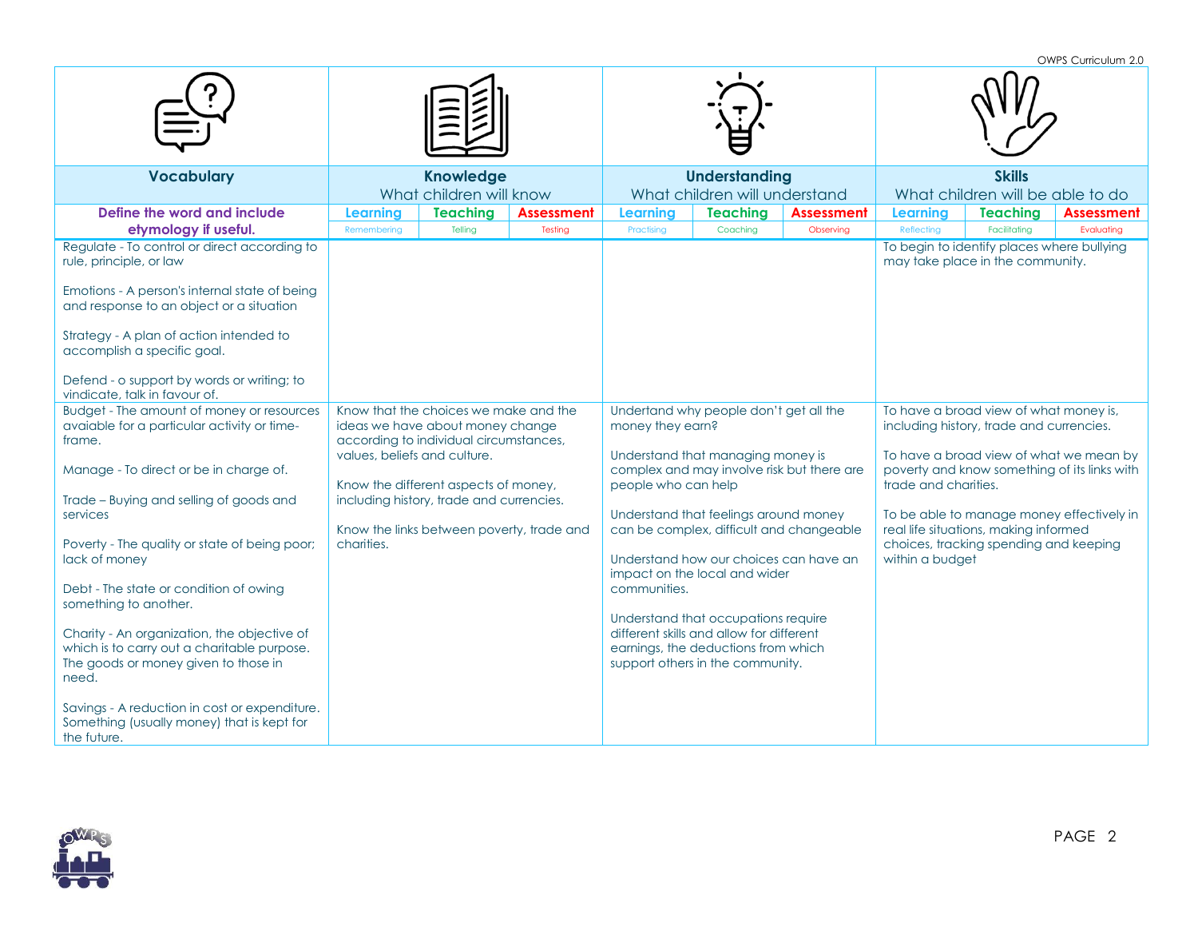| Vocabulary | Knowledge<br>What children will know | | | Understanding<br>What children will understand | | | Skills<br>What children will be able to do | | |
|---|---|---|---|---|---|---|---|---|---|
| **Define the word and include etymology if useful.** | **Learning**<br>Remembering | **Teaching**<br>Telling | **Assessment**<br>Testing | **Learning**<br>Practising | **Teaching**<br>Coaching | **Assessment**<br>Observing | **Learning**<br>Reflecting | **Teaching**<br>Facilitating | **Assessment**<br>Evaluating |
| Regulate - To control or direct according to rule, principle, or law<br><br>Emotions - A person's internal state of being and response to an object or a situation<br><br>Strategy - A plan of action intended to accomplish a specific goal.<br><br>Defend - o support by words or writing; to vindicate, talk in favour of. | | | | | | | To begin to identify places where bullying may take place in the community. | | |
| Budget - The amount of money or resources avaiable for a particular activity or time-frame.<br><br>Manage - To direct or be in charge of.<br><br>Trade – Buying and selling of goods and services<br><br>Poverty - The quality or state of being poor; lack of money<br><br>Debt - The state or condition of owing something to another.<br><br>Charity - An organization, the objective of which is to carry out a charitable purpose. The goods or money given to those in need.<br><br>Savings - A reduction in cost or expenditure. Something (usually money) that is kept for the future. | Know that the choices we make and the ideas we have about money change according to individual circumstances, values, beliefs and culture.<br><br>Know the different aspects of money, including history, trade and currencies.<br><br>Know the links between poverty, trade and charities. | | | Undertand why people don't get all the money they earn?<br><br>Understand that managing money is complex and may involve risk but there are people who can help<br><br>Understand that feelings around money can be complex, difficult and changeable<br><br>Understand how our choices can have an impact on the local and wider communities.<br><br>Understand that occupations require different skills and allow for different earnings, the deductions from which support others in the community. | | | To have a broad view of what money is, including history, trade and currencies.<br><br>To have a broad view of what we mean by poverty and know something of its links with trade and charities.<br><br>To be able to manage money effectively in real life situations, making informed choices, tracking spending and keeping within a budget | | |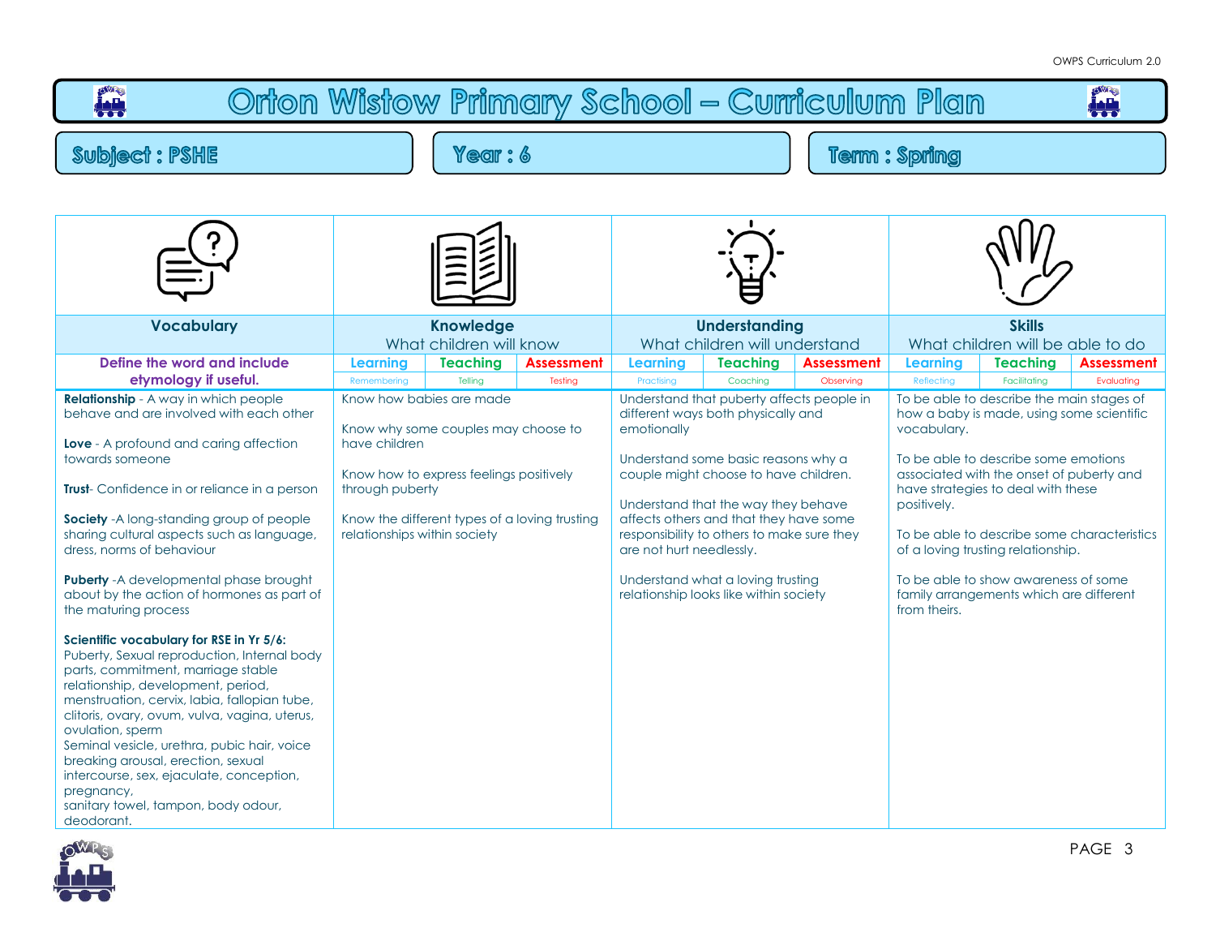# Orton Wistow Primary School – Curriculum Plan

**Subject : PSHE** | **Year : 6** | **Term : Spring**

| Vocabulary | Knowledge | | | Understanding | | | Skills | | |
|---|---|---|---|---|---|---|---|---|---|
| | What children will know | | | What children will understand | | | What children will be able to do | | |
| Define the word and include etymology if useful. | Learning | Teaching | Assessment | Learning | Teaching | Assessment | Learning | Teaching | Assessment |
| | Remembering | Telling | Testing | Practising | Coaching | Observing | Reflecting | Facilitating | Evaluating |
| **Relationship** - A way in which people behave and are involved with each other<br><br>**Love** - A profound and caring affection towards someone<br><br>**Trust**- Confidence in or reliance in a person<br><br>**Society** -A long-standing group of people sharing cultural aspects such as language, dress, norms of behaviour<br><br>**Puberty** -A developmental phase brought about by the action of hormones as part of the maturing process<br><br>**Scientific vocabulary for RSE in Yr 5/6:**<br>Puberty, Sexual reproduction, Internal body parts, commitment, marriage stable relationship, development, period, menstruation, cervix, labia, fallopian tube, clitoris, ovary, ovum, vulva, vagina, uterus, ovulation, sperm<br>Seminal vesicle, urethra, pubic hair, voice breaking arousal, erection, sexual intercourse, sex, ejaculate, conception, pregnancy,<br>sanitary towel, tampon, body odour, deodorant. | Know how babies are made<br><br>Know why some couples may choose to have children<br><br>Know how to express feelings positively through puberty<br><br>Know the different types of a loving trusting relationships within society | | | Understand that puberty affects people in different ways both physically and emotionally<br><br>Understand some basic reasons why a couple might choose to have children.<br><br>Understand that the way they behave affects others and that they have some responsibility to others to make sure they are not hurt needlessly.<br><br>Understand what a loving trusting relationship looks like within society | | | To be able to describe the main stages of how a baby is made, using some scientific vocabulary.<br><br>To be able to describe some emotions associated with the onset of puberty and have strategies to deal with these positively.<br><br>To be able to describe some characteristics of a loving trusting relationship.<br><br>To be able to show awareness of some family arrangements which are different from theirs. | | |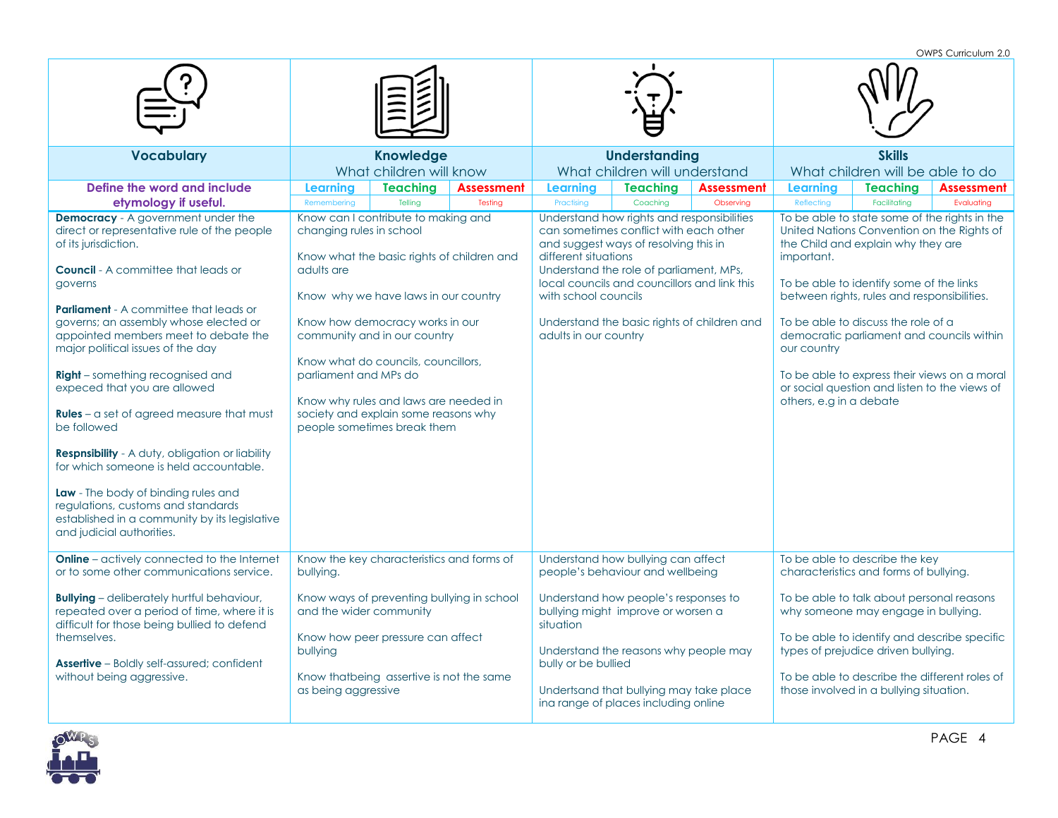| Vocabulary | Knowledge | | | Understanding | | | Skills | | |
|---|---|---|---|---|---|---|---|---|---|
| | What children will know | | | What children will understand | | | What children will be able to do | | |
| Define the word and include etymology if useful. | Learning | Teaching | Assessment | Learning | Teaching | Assessment | Learning | Teaching | Assessment |
| | Remembering | Telling | Testing | Practising | Coaching | Observing | Reflecting | Facilitating | Evaluating |
| **Democracy** - A government under the direct or representative rule of the people of its jurisdiction.<br><br>**Council** - A committee that leads or governs<br><br>**Parliament** - A committee that leads or governs; an assembly whose elected or appointed members meet to debate the major political issues of the day<br><br>**Right** – something recognised and expeced that you are allowed<br><br>**Rules** – a set of agreed measure that must be followed<br><br>**Respnsibility** - A duty, obligation or liability for which someone is held accountable.<br><br>**Law** - The body of binding rules and regulations, customs and standards established in a community by its legislative and judicial authorities. | Know can I contribute to making and changing rules in school<br><br>Know what the basic rights of children and adults are<br><br>Know why we have laws in our country<br><br>Know how democracy works in our community and in our country<br><br>Know what do councils, councillors, parliament and MPs do<br><br>Know why rules and laws are needed in society and explain some reasons why people sometimes break them | | | Understand how rights and responsibilities can sometimes conflict with each other and suggest ways of resolving this in different situations<br>Understand the role of parliament, MPs, local councils and councillors and link this with school councils<br><br>Understand the basic rights of children and adults in our country | | | To be able to state some of the rights in the United Nations Convention on the Rights of the Child and explain why they are important.<br><br>To be able to identify some of the links between rights, rules and responsibilities.<br><br>To be able to discuss the role of a democratic parliament and councils within our country<br><br>To be able to express their views on a moral or social question and listen to the views of others, e.g in a debate | | |
| **Online** – actively connected to the Internet or to some other communications service.<br><br>**Bullying** – deliberately hurtful behaviour, repeated over a period of time, where it is difficult for those being bullied to defend themselves.<br><br>**Assertive** – Boldly self-assured; confident without being aggressive. | Know the key characteristics and forms of bullying.<br><br>Know ways of preventing bullying in school and the wider community<br><br>Know how peer pressure can affect bullying<br><br>Know thatbeing assertive is not the same as being aggressive | | | Understand how bullying can affect people's behaviour and wellbeing<br><br>Understand how people's responses to bullying might improve or worsen a situation<br><br>Understand the reasons why people may bully or be bullied<br><br>Undertsand that bullying may take place ina range of places including online | | | To be able to describe the key characteristics and forms of bullying.<br><br>To be able to talk about personal reasons why someone may engage in bullying.<br><br>To be able to identify and describe specific types of prejudice driven bullying.<br><br>To be able to describe the different roles of those involved in a bullying situation. | | |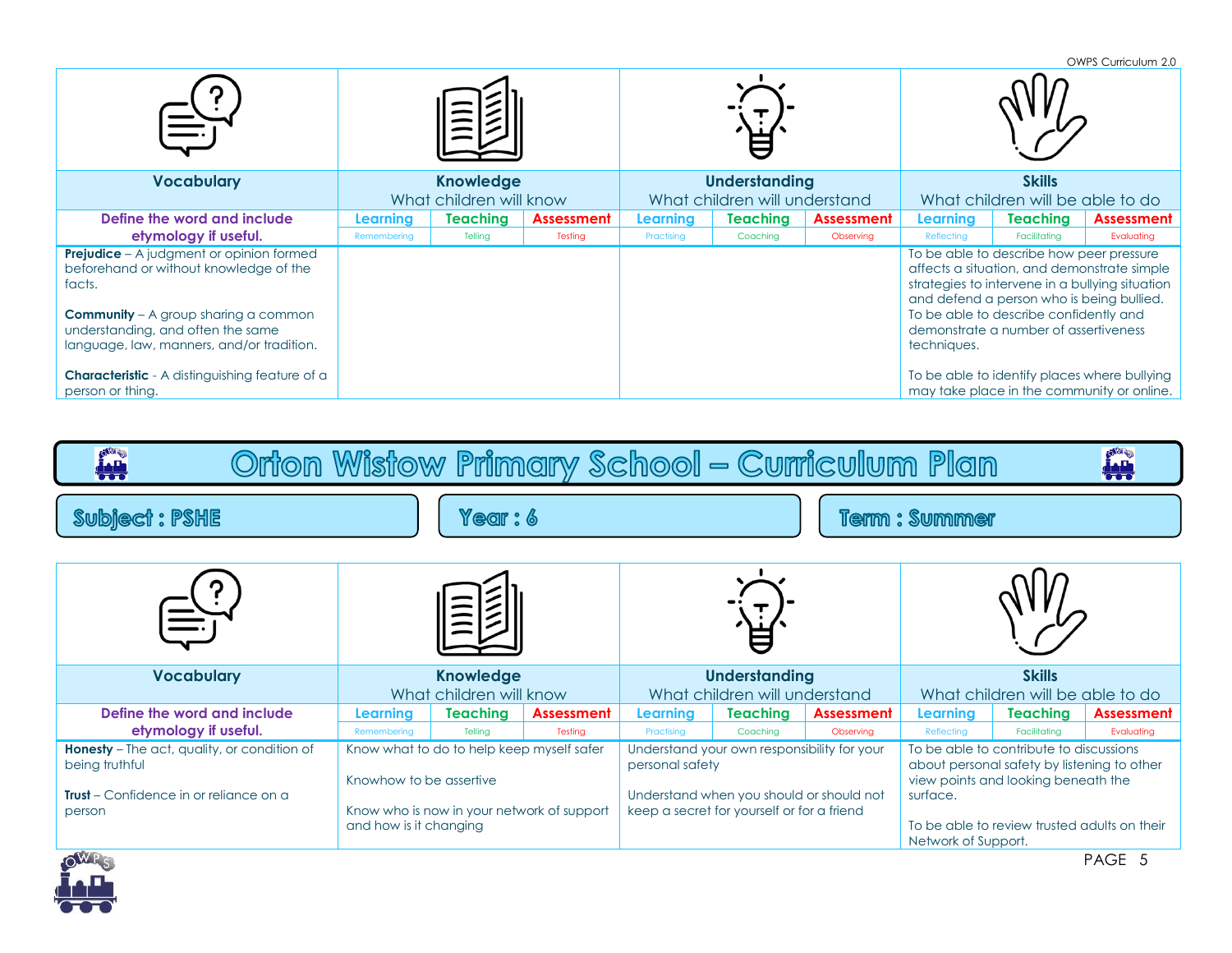| Vocabulary | Knowledge<br>What children will know | | | Understanding<br>What children will understand | | | Skills<br>What children will be able to do | | |
|---|---|---|---|---|---|---|---|---|---|
| Define the word and include etymology if useful. | Learning | Teaching | Assessment | Learning | Teaching | Assessment | Learning | Teaching | Assessment |
| | Remembering | Telling | Testing | Practising | Coaching | Observing | Reflecting | Facilitating | Evaluating |
| **Prejudice** – A judgment or opinion formed beforehand or without knowledge of the facts.<br><br>**Community** – A group sharing a common understanding, and often the same language, law, manners, and/or tradition.<br><br>**Characteristic** - A distinguishing feature of a person or thing. | | | | | | | To be able to describe how peer pressure affects a situation, and demonstrate simple strategies to intervene in a bullying situation and defend a person who is being bullied.<br>To be able to describe confidently and demonstrate a number of assertiveness techniques.<br><br>To be able to identify places where bullying may take place in the community or online. | | |

# Orton Wistow Primary School – Curriculum Plan

**Subject : PSHE** | **Year : 6** | **Term : Summer**

| Vocabulary | Knowledge<br>What children will know | | | Understanding<br>What children will understand | | | Skills<br>What children will be able to do | | |
|---|---|---|---|---|---|---|---|---|---|
| Define the word and include etymology if useful. | Learning | Teaching | Assessment | Learning | Teaching | Assessment | Learning | Teaching | Assessment |
| | Remembering | Telling | Testing | Practising | Coaching | Observing | Reflecting | Facilitating | Evaluating |
| **Honesty** – The act, quality, or condition of being truthful<br><br>**Trust** – Confidence in or reliance on a person | Know what to do to help keep myself safer<br><br>Knowhow to be assertive<br><br>Know who is now in your network of support and how is it changing | | | Understand your own responsibility for your personal safety<br><br>Understand when you should or should not keep a secret for yourself or for a friend | | | To be able to contribute to discussions about personal safety by listening to other view points and looking beneath the surface.<br><br>To be able to review trusted adults on their Network of Support. | | |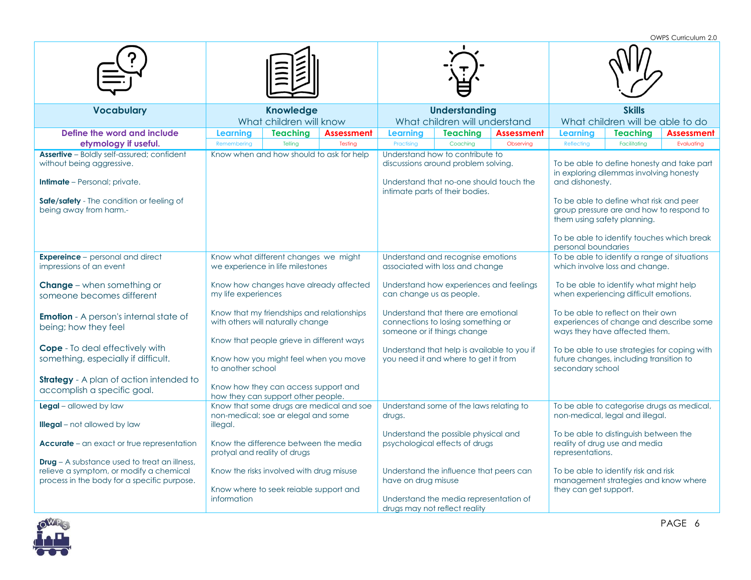| Vocabulary | Knowledge | Understanding | Skills |
|---|---|---|---|
| | What children will know | What children will understand | What children will be able to do |
| Define the word and include etymology if useful. | Learning (Remembering) / Teaching (Telling) / Assessment (Testing) | Learning (Practising) / Teaching (Coaching) / Assessment (Observing) | Learning (Reflecting) / Teaching (Facilitating) / Assessment (Evaluating) |
| **Assertive** – Boldly self-assured; confident without being aggressive.<br><br>**Intimate** – Personal; private.<br><br>**Safe/safety** - The condition or feeling of being away from harm.- | Know when and how should to ask for help | Understand how to contribute to discussions around problem solving.<br><br>Understand that no-one should touch the intimate parts of their bodies. | To be able to define honesty and take part in exploring dilemmas involving honesty and dishonesty.<br><br>To be able to define what risk and peer group pressure are and how to respond to them using safety planning.<br><br>To be able to identify touches which break personal boundaries |
| **Expereince** – personal and direct impressions of an event<br><br>**Change** – when something or someone becomes different<br><br>**Emotion** - A person's internal state of being; how they feel<br><br>**Cope** - To deal effectively with something, especially if difficult.<br><br>**Strategy** - A plan of action intended to accomplish a specific goal. | Know what different changes we might we experience in life milestones<br><br>Know how changes have already affected my life experiences<br><br>Know that my friendships and relationships with others will naturally change<br><br>Know that people grieve in different ways<br><br>Know how you might feel when you move to another school<br><br>Know how they can access support and how they can support other people. | Understand and recognise emotions associated with loss and change<br><br>Understand how experiences and feelings can change us as people.<br><br>Understand that there are emotional connections to losing something or someone or if things change<br><br>Understand that help is available to you if you need it and where to get it from | To be able to identify a range of situations which involve loss and change.<br><br>To be able to identify what might help when experiencing difficult emotions.<br><br>To be able to reflect on their own experiences of change and describe some ways they have affected them.<br><br>To be able to use strategies for coping with future changes, including transition to secondary school |
| **Legal** – allowed by law<br><br>**Illegal** – not allowed by law<br><br>**Accurate** – an exact or true representation<br><br>**Drug** – A substance used to treat an illness, relieve a symptom, or modify a chemical process in the body for a specific purpose. | Know that some drugs are medical and soe non-medical; soe ar elegal and some illegal.<br><br>Know the difference between the media protyal and reality of drugs<br><br>Know the risks involved with drug misuse<br><br>Know where to seek reiable support and information | Understand some of the laws relating to drugs.<br><br>Understand the possible physical and psychological effects of drugs<br><br>Understand the influence that peers can have on drug misuse<br><br>Understand the media representation of drugs may not reflect reality | To be able to categorise drugs as medical, non-medical, legal and illegal.<br><br>To be able to distinguish between the reality of drug use and media representations.<br><br>To be able to identify risk and risk management strategies and know where they can get support. |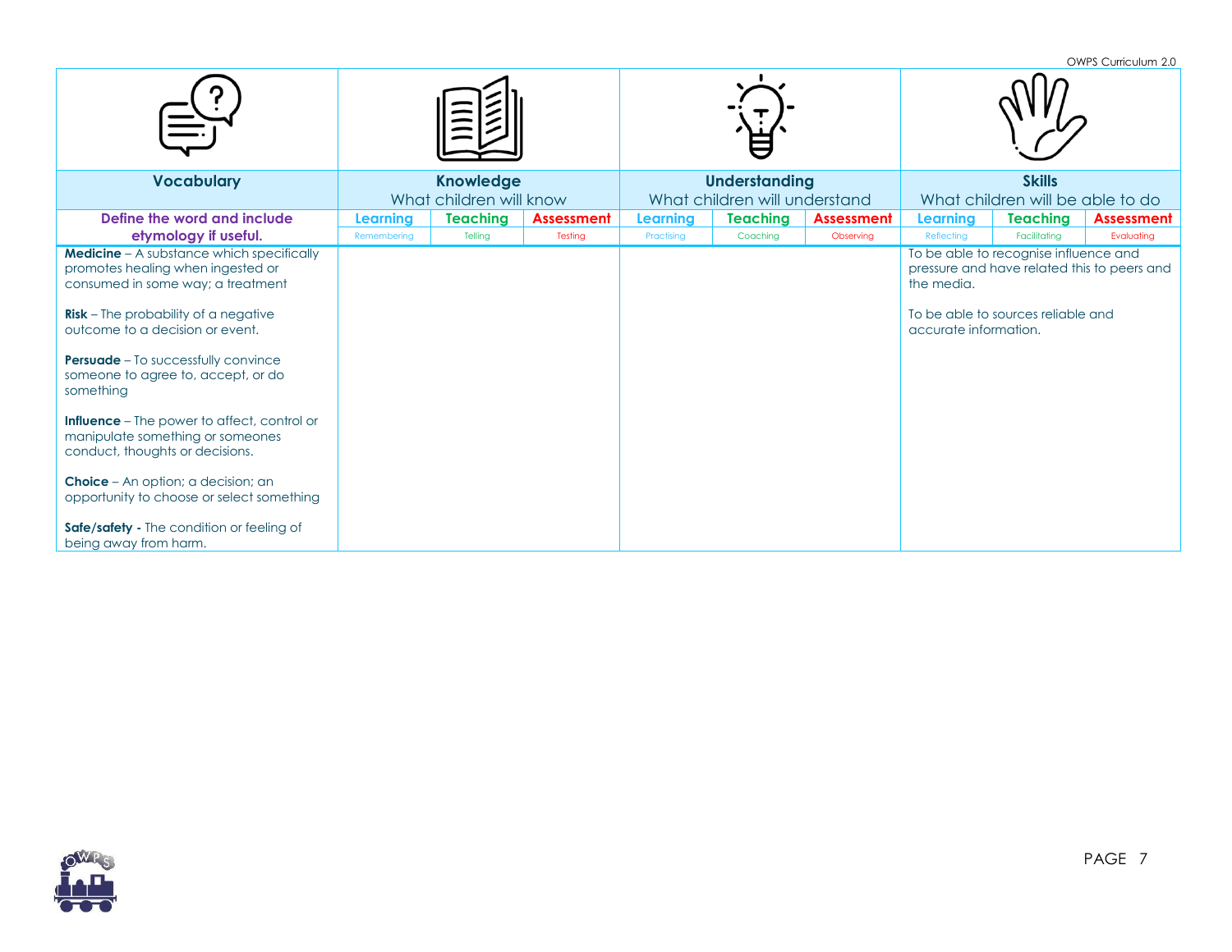| Vocabulary | Knowledge<br>What children will know | | | Understanding<br>What children will understand | | | Skills<br>What children will be able to do | | |
|---|---|---|---|---|---|---|---|---|---|
| Define the word and include etymology if useful. | Learning | Teaching | Assessment | Learning | Teaching | Assessment | Learning | Teaching | Assessment |
| | Remembering | Telling | Testing | Practising | Coaching | Observing | Reflecting | Facilitating | Evaluating |
| **Medicine** – A substance which specifically promotes healing when ingested or consumed in some way; a treatment<br><br>**Risk** – The probability of a negative outcome to a decision or event.<br><br>**Persuade** – To successfully convince someone to agree to, accept, or do something<br><br>**Influence** – The power to affect, control or manipulate something or someones conduct, thoughts or decisions.<br><br>**Choice** – An option; a decision; an opportunity to choose or select something<br><br>**Safe/safety -** The condition or feeling of being away from harm. | | | | | | | To be able to recognise influence and pressure and have related this to peers and the media.<br><br>To be able to sources reliable and accurate information. | | |